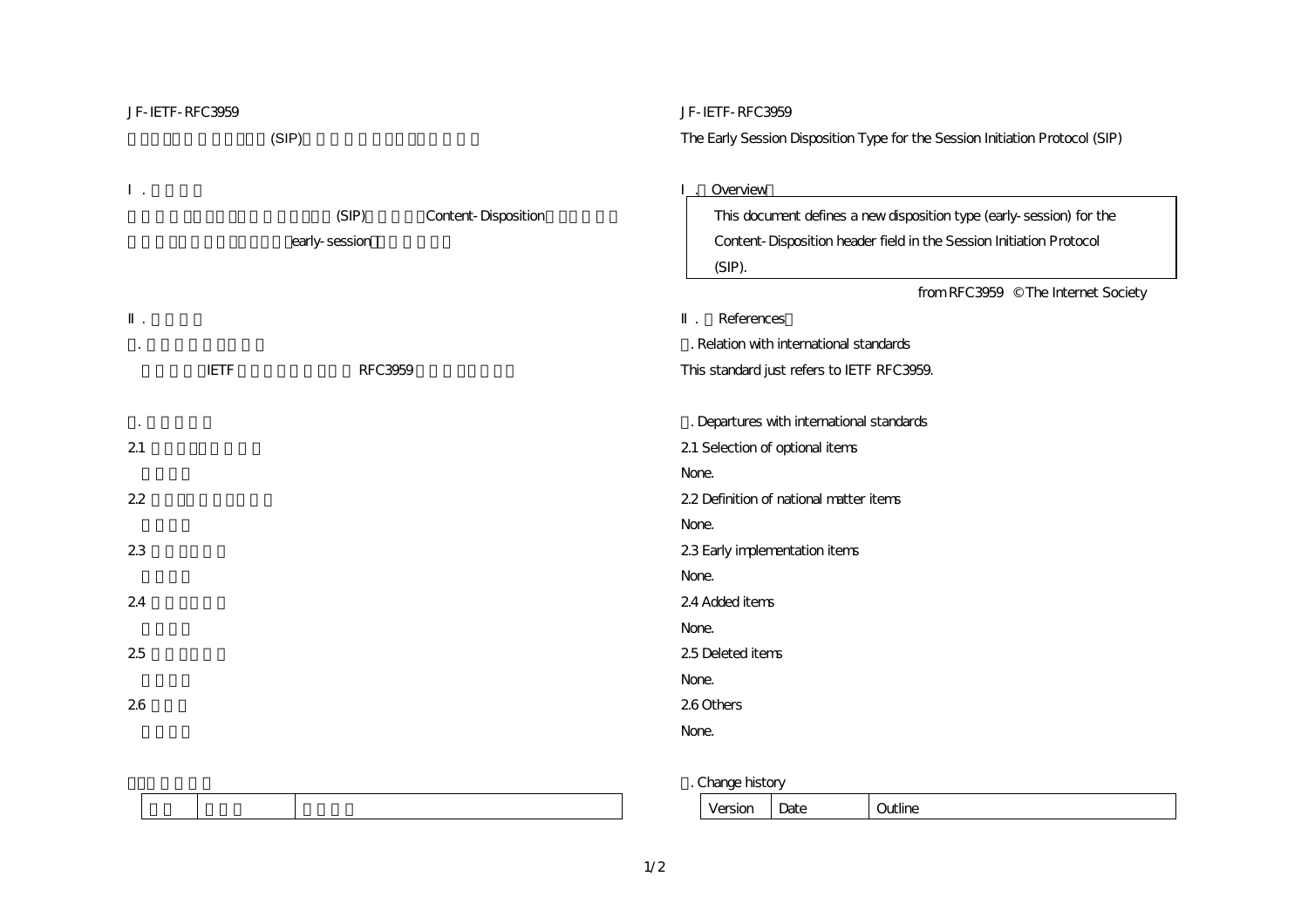JF-IETF-RFC3959

# The Early Session Disposition Type for the Session Initiation Protocol (SIP)

## I. Overview

> This document defines a new disposition type (early-session) for the Content-Disposition header field in the Session Initiation Protocol (SIP).

from RFC3959 © The Internet Society

## II. References

### 1. Relation with international standards

This standard just refers to IETF RFC3959.

### 2. Departures with international standards

2.1 Selection of optional items

None.

2.2 Definition of national matter items

None.

2.3 Early implementation items

None.

2.4 Added items

None.

2.5 Deleted items

None.

2.6 Others

None.

### 3. Change history

| Version | Date | Outline |
|---|---|---|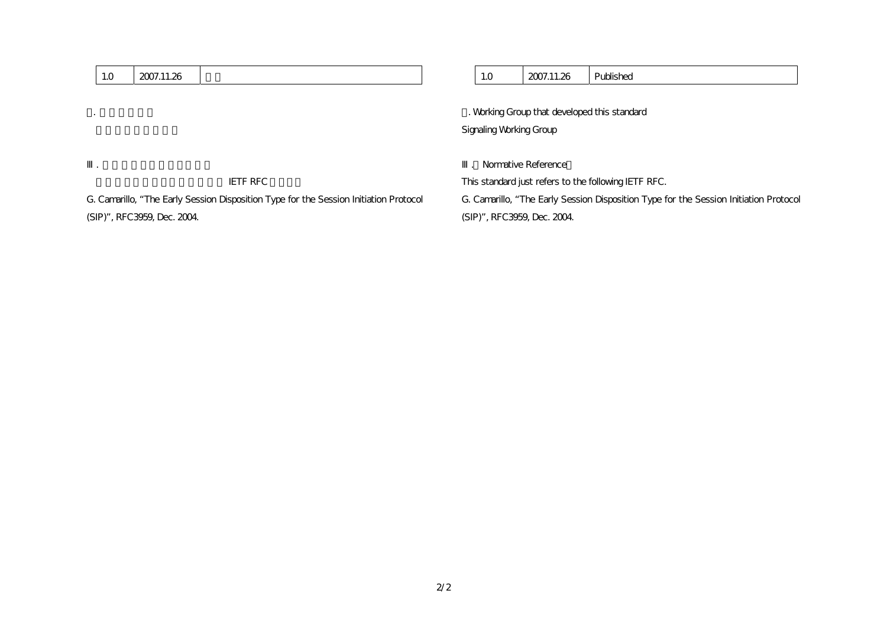| | | |
|---|---|---|
| 1.0 | 2007.11.26 | |

Ⅲ.

IETF RFC

G. Camarillo, “The Early Session Disposition Type for the Session Initiation Protocol (SIP)”, RFC3959, Dec. 2004.

| | | |
|---|---|---|
| 1.0 | 2007.11.26 | Published |

. Working Group that developed this standard

Signaling Working Group

Ⅲ. Normative Reference

This standard just refers to the following IETF RFC.

G. Camarillo, “The Early Session Disposition Type for the Session Initiation Protocol (SIP)”, RFC3959, Dec. 2004.